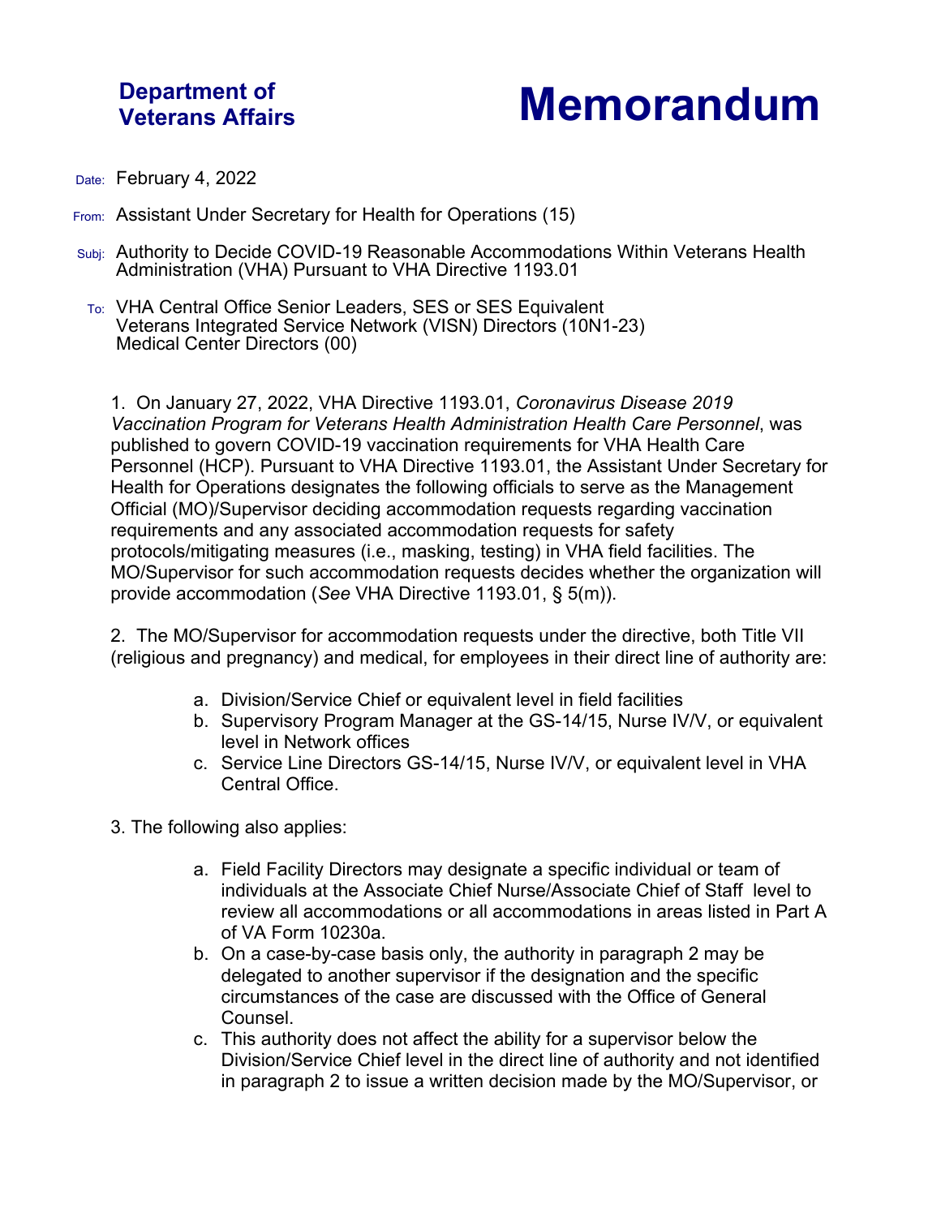**Department of Veterans Affairs**

# Memorandum

Date: February 4, 2022

From: Assistant Under Secretary for Health for Operations (15)

Subj: Authority to Decide COVID-19 Reasonable Accommodations Within Veterans Health Administration (VHA) Pursuant to VHA Directive 1193.01

To: VHA Central Office Senior Leaders, SES or SES Equivalent
Veterans Integrated Service Network (VISN) Directors (10N1-23)
Medical Center Directors (00)

1. On January 27, 2022, VHA Directive 1193.01, *Coronavirus Disease 2019 Vaccination Program for Veterans Health Administration Health Care Personnel*, was published to govern COVID-19 vaccination requirements for VHA Health Care Personnel (HCP). Pursuant to VHA Directive 1193.01, the Assistant Under Secretary for Health for Operations designates the following officials to serve as the Management Official (MO)/Supervisor deciding accommodation requests regarding vaccination requirements and any associated accommodation requests for safety protocols/mitigating measures (i.e., masking, testing) in VHA field facilities. The MO/Supervisor for such accommodation requests decides whether the organization will provide accommodation (*See* VHA Directive 1193.01, § 5(m)).

2. The MO/Supervisor for accommodation requests under the directive, both Title VII (religious and pregnancy) and medical, for employees in their direct line of authority are:

   a. Division/Service Chief or equivalent level in field facilities
   b. Supervisory Program Manager at the GS-14/15, Nurse IV/V, or equivalent level in Network offices
   c. Service Line Directors GS-14/15, Nurse IV/V, or equivalent level in VHA Central Office.

3. The following also applies:

   a. Field Facility Directors may designate a specific individual or team of individuals at the Associate Chief Nurse/Associate Chief of Staff level to review all accommodations or all accommodations in areas listed in Part A of VA Form 10230a.
   b. On a case-by-case basis only, the authority in paragraph 2 may be delegated to another supervisor if the designation and the specific circumstances of the case are discussed with the Office of General Counsel.
   c. This authority does not affect the ability for a supervisor below the Division/Service Chief level in the direct line of authority and not identified in paragraph 2 to issue a written decision made by the MO/Supervisor, or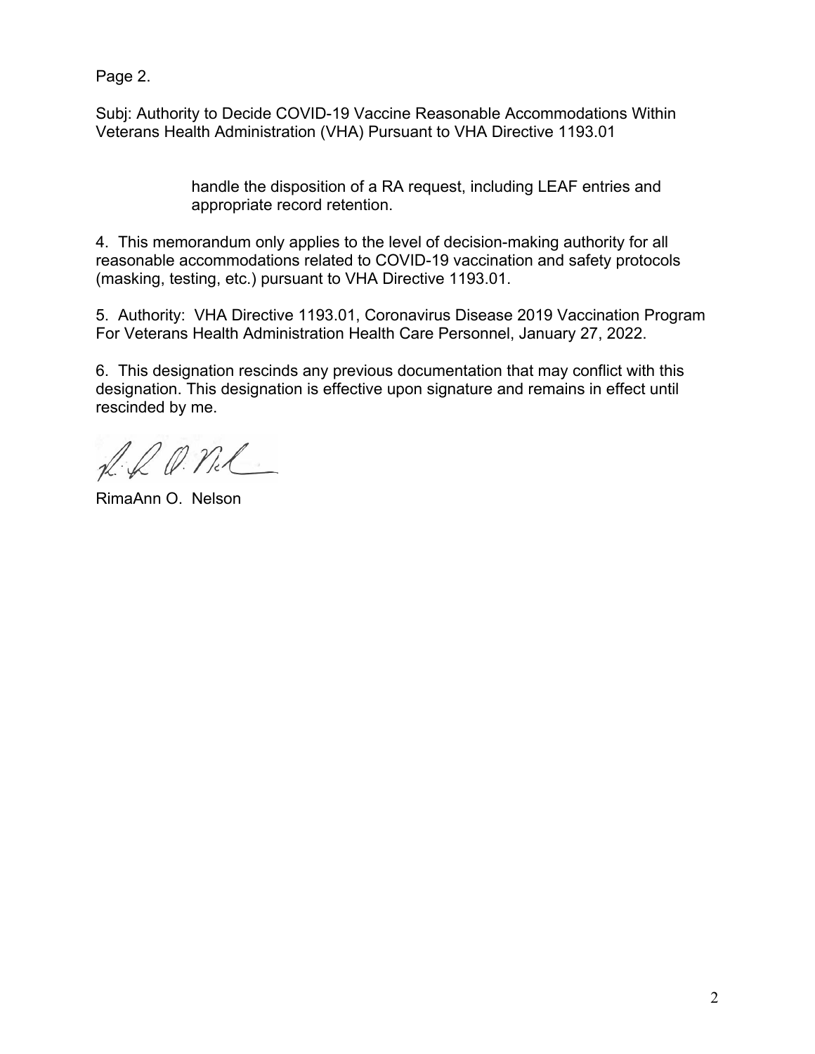Page 2.

Subj: Authority to Decide COVID-19 Vaccine Reasonable Accommodations Within Veterans Health Administration (VHA) Pursuant to VHA Directive 1193.01

handle the disposition of a RA request, including LEAF entries and appropriate record retention.

4. This memorandum only applies to the level of decision-making authority for all reasonable accommodations related to COVID-19 vaccination and safety protocols (masking, testing, etc.) pursuant to VHA Directive 1193.01.

5. Authority: VHA Directive 1193.01, Coronavirus Disease 2019 Vaccination Program For Veterans Health Administration Health Care Personnel, January 27, 2022.

6. This designation rescinds any previous documentation that may conflict with this designation. This designation is effective upon signature and remains in effect until rescinded by me.

RimaAnn O. Nelson